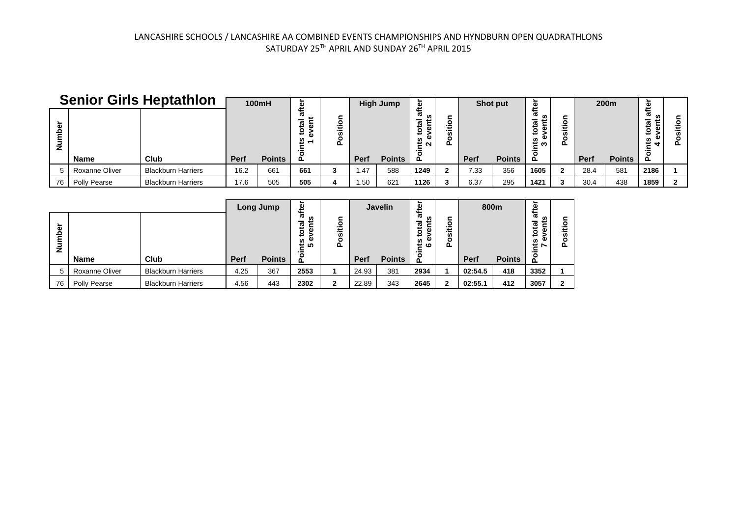LANCASHIRE SCHOOLS / LANCASHIRE AA COMBINED EVENTS CHAMPIONSHIPS AND HYNDBURN OPEN QUADRATHLONS
SATURDAY 25TH APRIL AND SUNDAY 26TH APRIL 2015

## Senior Girls Heptathlon

| Number | Name | Club | 100mH Perf | 100mH Points | Points total after 1 event | Position | High Jump Perf | High Jump Points | Points total after 2 events | Position | Shot put Perf | Shot put Points | Points total after 3 events | Position | 200m Perf | 200m Points | Points total after 4 events | Position |
|---|---|---|---|---|---|---|---|---|---|---|---|---|---|---|---|---|---|---|
| 5 | Roxanne Oliver | Blackburn Harriers | 16.2 | 661 | 661 | 3 | 1.47 | 588 | 1249 | 2 | 7.33 | 356 | 1605 | 2 | 28.4 | 581 | 2186 | 1 |
| 76 | Polly Pearse | Blackburn Harriers | 17.6 | 505 | 505 | 4 | 1.50 | 621 | 1126 | 3 | 6.37 | 295 | 1421 | 3 | 30.4 | 438 | 1859 | 2 |

| Number | Name | Club | Long Jump Perf | Long Jump Points | Points total after 5 events | Position | Javelin Perf | Javelin Points | Points total after 6 events | Position | 800m Perf | 800m Points | Points total after 7 events | Position |
|---|---|---|---|---|---|---|---|---|---|---|---|---|---|---|
| 5 | Roxanne Oliver | Blackburn Harriers | 4.25 | 367 | 2553 | 1 | 24.93 | 381 | 2934 | 1 | 02:54.5 | 418 | 3352 | 1 |
| 76 | Polly Pearse | Blackburn Harriers | 4.56 | 443 | 2302 | 2 | 22.89 | 343 | 2645 | 2 | 02:55.1 | 412 | 3057 | 2 |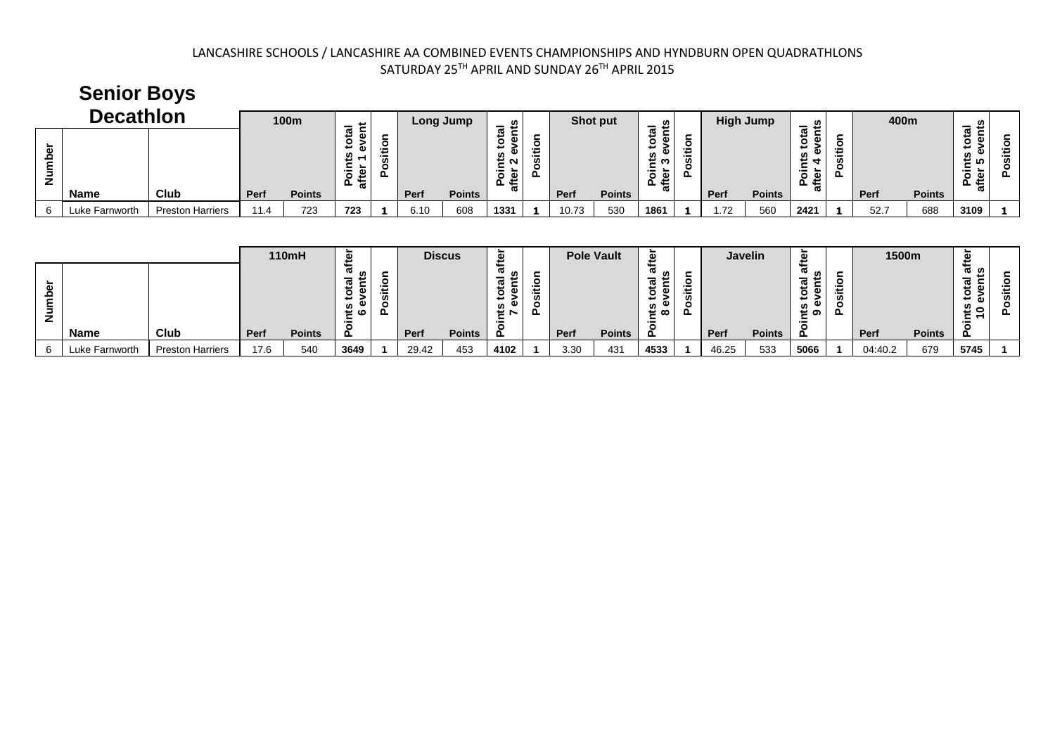LANCASHIRE SCHOOLS / LANCASHIRE AA COMBINED EVENTS CHAMPIONSHIPS AND HYNDBURN OPEN QUADRATHLONS
SATURDAY 25TH APRIL AND SUNDAY 26TH APRIL 2015

## Senior Boys Decathlon

| Number | Name | Club | 100m | | Points total after 1 event | Position | Long Jump | | Points total after 2 events | Position | Shot put | | Points total after 3 events | Position | High Jump | | Points total after 4 events | Position | 400m | | Points total after 5 events | Position |
|---|---|---|---|---|---|---|---|---|---|---|---|---|---|---|---|---|---|---|---|---|---|---|
| | | | Perf | Points | | | Perf | Points | | | Perf | Points | | | Perf | Points | | | Perf | Points | | |
| 6 | Luke Farnworth | Preston Harriers | 11.4 | 723 | 723 | 1 | 6.10 | 608 | 1331 | 1 | 10.73 | 530 | 1861 | 1 | 1.72 | 560 | 2421 | 1 | 52.7 | 688 | 3109 | 1 |

| Number | Name | Club | 110mH | | Points total after 6 events | Position | Discus | | Points total after 7 events | Position | Pole Vault | | Points total after 8 events | Position | Javelin | | Points total after 9 events | Position | 1500m | | Points total after 10 events | Position |
|---|---|---|---|---|---|---|---|---|---|---|---|---|---|---|---|---|---|---|---|---|---|---|
| | | | Perf | Points | | | Perf | Points | | | Perf | Points | | | Perf | Points | | | Perf | Points | | |
| 6 | Luke Farnworth | Preston Harriers | 17.6 | 540 | 3649 | 1 | 29.42 | 453 | 4102 | 1 | 3.30 | 431 | 4533 | 1 | 46.25 | 533 | 5066 | 1 | 04:40.2 | 679 | 5745 | 1 |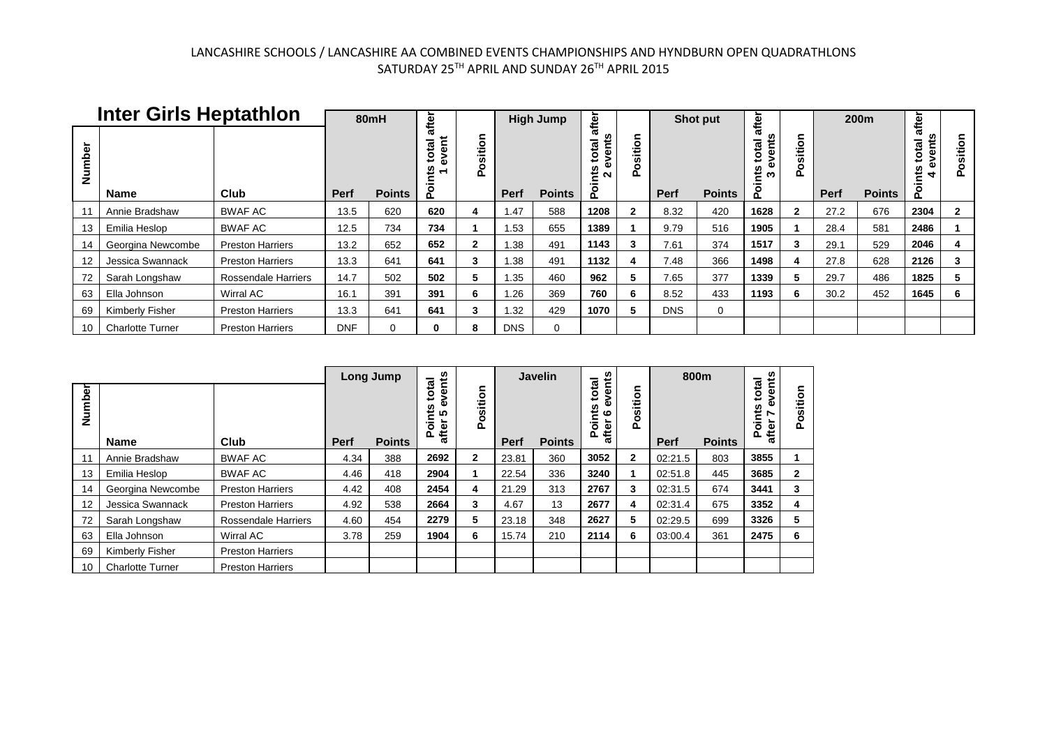LANCASHIRE SCHOOLS / LANCASHIRE AA COMBINED EVENTS CHAMPIONSHIPS AND HYNDBURN OPEN QUADRATHLONS
SATURDAY 25TH APRIL AND SUNDAY 26TH APRIL 2015

## Inter Girls Heptathlon

| Number | Name | Club | 80mH | | Points total after 1 event | Position | High Jump | | Points total after 2 events | Position | Shot put | | Points total after 3 events | Position | 200m | | Points total after 4 events | Position |
|---|---|---|---|---|---|---|---|---|---|---|---|---|---|---|---|---|---|---|
| | | | Perf | Points | | | Perf | Points | | | Perf | Points | | | Perf | Points | | |
| 11 | Annie Bradshaw | BWAF AC | 13.5 | 620 | 620 | 4 | 1.47 | 588 | 1208 | 2 | 8.32 | 420 | 1628 | 2 | 27.2 | 676 | 2304 | 2 |
| 13 | Emilia Heslop | BWAF AC | 12.5 | 734 | 734 | 1 | 1.53 | 655 | 1389 | 1 | 9.79 | 516 | 1905 | 1 | 28.4 | 581 | 2486 | 1 |
| 14 | Georgina Newcombe | Preston Harriers | 13.2 | 652 | 652 | 2 | 1.38 | 491 | 1143 | 3 | 7.61 | 374 | 1517 | 3 | 29.1 | 529 | 2046 | 4 |
| 12 | Jessica Swannack | Preston Harriers | 13.3 | 641 | 641 | 3 | 1.38 | 491 | 1132 | 4 | 7.48 | 366 | 1498 | 4 | 27.8 | 628 | 2126 | 3 |
| 72 | Sarah Longshaw | Rossendale Harriers | 14.7 | 502 | 502 | 5 | 1.35 | 460 | 962 | 5 | 7.65 | 377 | 1339 | 5 | 29.7 | 486 | 1825 | 5 |
| 63 | Ella Johnson | Wirral AC | 16.1 | 391 | 391 | 6 | 1.26 | 369 | 760 | 6 | 8.52 | 433 | 1193 | 6 | 30.2 | 452 | 1645 | 6 |
| 69 | Kimberly Fisher | Preston Harriers | 13.3 | 641 | 641 | 3 | 1.32 | 429 | 1070 | 5 | DNS | 0 | | | | | | |
| 10 | Charlotte Turner | Preston Harriers | DNF | 0 | 0 | 8 | DNS | 0 | | | | | | | | | | |

| Number | Name | Club | Long Jump | | Points total after 5 events | Position | Javelin | | Points total after 6 events | Position | 800m | | Points total after 7 events | Position |
|---|---|---|---|---|---|---|---|---|---|---|---|---|---|---|
| | | | Perf | Points | | | Perf | Points | | | Perf | Points | | |
| 11 | Annie Bradshaw | BWAF AC | 4.34 | 388 | 2692 | 2 | 23.81 | 360 | 3052 | 2 | 02:21.5 | 803 | 3855 | 1 |
| 13 | Emilia Heslop | BWAF AC | 4.46 | 418 | 2904 | 1 | 22.54 | 336 | 3240 | 1 | 02:51.8 | 445 | 3685 | 2 |
| 14 | Georgina Newcombe | Preston Harriers | 4.42 | 408 | 2454 | 4 | 21.29 | 313 | 2767 | 3 | 02:31.5 | 674 | 3441 | 3 |
| 12 | Jessica Swannack | Preston Harriers | 4.92 | 538 | 2664 | 3 | 4.67 | 13 | 2677 | 4 | 02:31.4 | 675 | 3352 | 4 |
| 72 | Sarah Longshaw | Rossendale Harriers | 4.60 | 454 | 2279 | 5 | 23.18 | 348 | 2627 | 5 | 02:29.5 | 699 | 3326 | 5 |
| 63 | Ella Johnson | Wirral AC | 3.78 | 259 | 1904 | 6 | 15.74 | 210 | 2114 | 6 | 03:00.4 | 361 | 2475 | 6 |
| 69 | Kimberly Fisher | Preston Harriers | | | | | | | | | | | | |
| 10 | Charlotte Turner | Preston Harriers | | | | | | | | | | | | |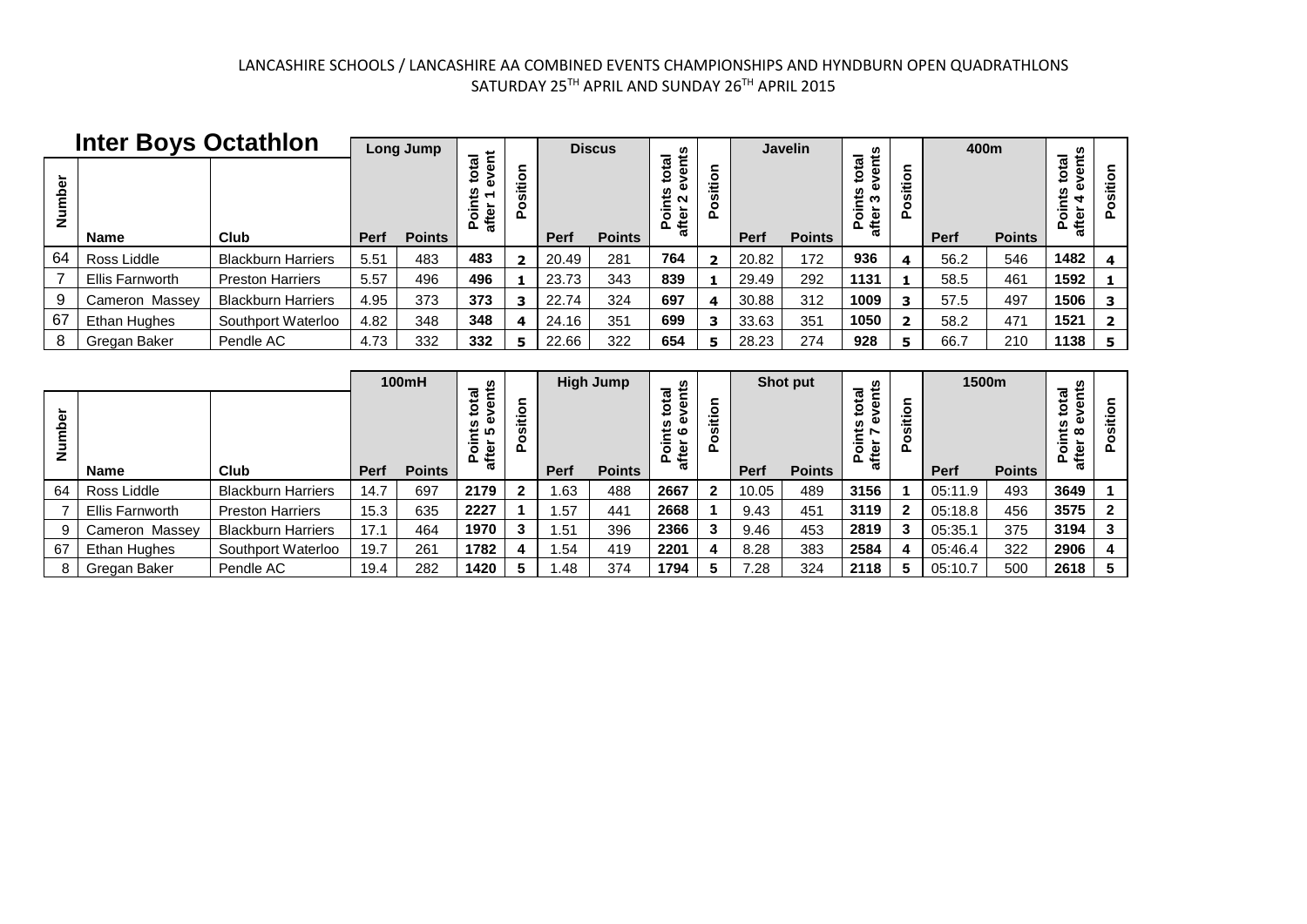LANCASHIRE SCHOOLS / LANCASHIRE AA COMBINED EVENTS CHAMPIONSHIPS AND HYNDBURN OPEN QUADRATHLONS
SATURDAY 25TH APRIL AND SUNDAY 26TH APRIL 2015

## Inter Boys Octathlon

| Number | Name | Club | Long Jump | | Points total after 1 event | Position | Discus | | Points total after 2 events | Position | Javelin | | Points total after 3 events | Position | 400m | | Points total after 4 events | Position |
|---|---|---|---|---|---|---|---|---|---|---|---|---|---|---|---|---|---|---|
| | | | Perf | Points | | | Perf | Points | | | Perf | Points | | | Perf | Points | | |
| 64 | Ross Liddle | Blackburn Harriers | 5.51 | 483 | 483 | 2 | 20.49 | 281 | 764 | 2 | 20.82 | 172 | 936 | 4 | 56.2 | 546 | 1482 | 4 |
| 7 | Ellis Farnworth | Preston Harriers | 5.57 | 496 | 496 | 1 | 23.73 | 343 | 839 | 1 | 29.49 | 292 | 1131 | 1 | 58.5 | 461 | 1592 | 1 |
| 9 | Cameron Massey | Blackburn Harriers | 4.95 | 373 | 373 | 3 | 22.74 | 324 | 697 | 4 | 30.88 | 312 | 1009 | 3 | 57.5 | 497 | 1506 | 3 |
| 67 | Ethan Hughes | Southport Waterloo | 4.82 | 348 | 348 | 4 | 24.16 | 351 | 699 | 3 | 33.63 | 351 | 1050 | 2 | 58.2 | 471 | 1521 | 2 |
| 8 | Gregan Baker | Pendle AC | 4.73 | 332 | 332 | 5 | 22.66 | 322 | 654 | 5 | 28.23 | 274 | 928 | 5 | 66.7 | 210 | 1138 | 5 |

| Number | Name | Club | 100mH | | Points total after 5 events | Position | High Jump | | Points total after 6 events | Position | Shot put | | Points total after 7 events | Position | 1500m | | Points total after 8 events | Position |
|---|---|---|---|---|---|---|---|---|---|---|---|---|---|---|---|---|---|---|
| | | | Perf | Points | | | Perf | Points | | | Perf | Points | | | Perf | Points | | |
| 64 | Ross Liddle | Blackburn Harriers | 14.7 | 697 | 2179 | 2 | 1.63 | 488 | 2667 | 2 | 10.05 | 489 | 3156 | 1 | 05:11.9 | 493 | 3649 | 1 |
| 7 | Ellis Farnworth | Preston Harriers | 15.3 | 635 | 2227 | 1 | 1.57 | 441 | 2668 | 1 | 9.43 | 451 | 3119 | 2 | 05:18.8 | 456 | 3575 | 2 |
| 9 | Cameron Massey | Blackburn Harriers | 17.1 | 464 | 1970 | 3 | 1.51 | 396 | 2366 | 3 | 9.46 | 453 | 2819 | 3 | 05:35.1 | 375 | 3194 | 3 |
| 67 | Ethan Hughes | Southport Waterloo | 19.7 | 261 | 1782 | 4 | 1.54 | 419 | 2201 | 4 | 8.28 | 383 | 2584 | 4 | 05:46.4 | 322 | 2906 | 4 |
| 8 | Gregan Baker | Pendle AC | 19.4 | 282 | 1420 | 5 | 1.48 | 374 | 1794 | 5 | 7.28 | 324 | 2118 | 5 | 05:10.7 | 500 | 2618 | 5 |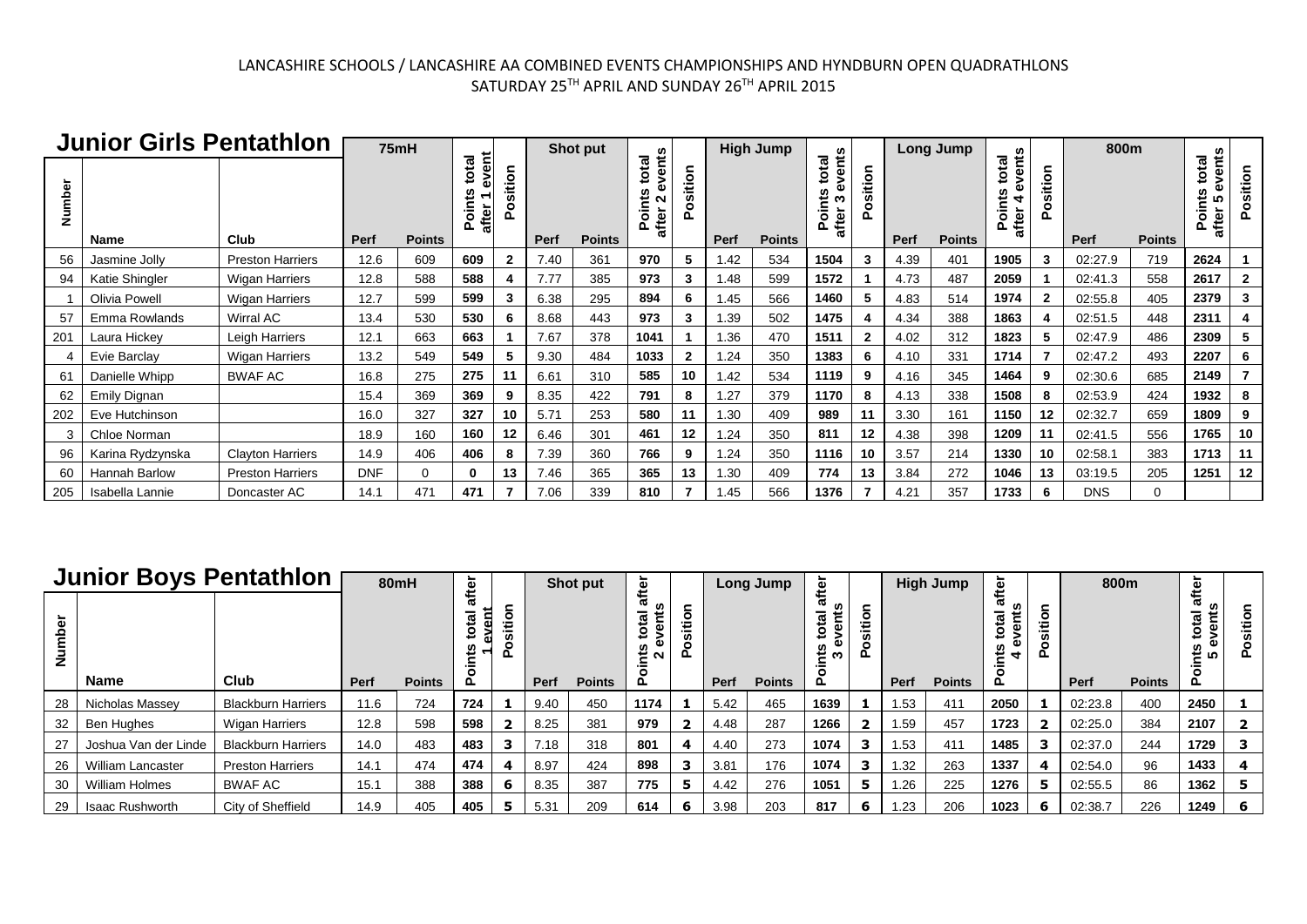LANCASHIRE SCHOOLS / LANCASHIRE AA COMBINED EVENTS CHAMPIONSHIPS AND HYNDBURN OPEN QUADRATHLONS
SATURDAY 25TH APRIL AND SUNDAY 26TH APRIL 2015

## Junior Girls Pentathlon

| Number | Name | Club | 75mH Perf | 75mH Points | Points total after 1 event | Position | Shot put Perf | Shot put Points | Points total after 2 events | Position | High Jump Perf | High Jump Points | Points total after 3 events | Position | Long Jump Perf | Long Jump Points | Points total after 4 events | Position | 800m Perf | 800m Points | Points total after 5 events | Position |
|---|---|---|---|---|---|---|---|---|---|---|---|---|---|---|---|---|---|---|---|---|---|---|
| 56 | Jasmine Jolly | Preston Harriers | 12.6 | 609 | **609** | **2** | 7.40 | 361 | **970** | **5** | 1.42 | 534 | **1504** | **3** | 4.39 | 401 | **1905** | **3** | 02:27.9 | 719 | **2624** | **1** |
| 94 | Katie Shingler | Wigan Harriers | 12.8 | 588 | **588** | **4** | 7.77 | 385 | **973** | **3** | 1.48 | 599 | **1572** | **1** | 4.73 | 487 | **2059** | **1** | 02:41.3 | 558 | **2617** | **2** |
| 1 | Olivia Powell | Wigan Harriers | 12.7 | 599 | **599** | **3** | 6.38 | 295 | **894** | **6** | 1.45 | 566 | **1460** | **5** | 4.83 | 514 | **1974** | **2** | 02:55.8 | 405 | **2379** | **3** |
| 57 | Emma Rowlands | Wirral AC | 13.4 | 530 | **530** | **6** | 8.68 | 443 | **973** | **3** | 1.39 | 502 | **1475** | **4** | 4.34 | 388 | **1863** | **4** | 02:51.5 | 448 | **2311** | **4** |
| 201 | Laura Hickey | Leigh Harriers | 12.1 | 663 | **663** | **1** | 7.67 | 378 | **1041** | **1** | 1.36 | 470 | **1511** | **2** | 4.02 | 312 | **1823** | **5** | 02:47.9 | 486 | **2309** | **5** |
| 4 | Evie Barclay | Wigan Harriers | 13.2 | 549 | **549** | **5** | 9.30 | 484 | **1033** | **2** | 1.24 | 350 | **1383** | **6** | 4.10 | 331 | **1714** | **7** | 02:47.2 | 493 | **2207** | **6** |
| 61 | Danielle Whipp | BWAF AC | 16.8 | 275 | **275** | **11** | 6.61 | 310 | **585** | **10** | 1.42 | 534 | **1119** | **9** | 4.16 | 345 | **1464** | **9** | 02:30.6 | 685 | **2149** | **7** |
| 62 | Emily Dignan | | 15.4 | 369 | **369** | **9** | 8.35 | 422 | **791** | **8** | 1.27 | 379 | **1170** | **8** | 4.13 | 338 | **1508** | **8** | 02:53.9 | 424 | **1932** | **8** |
| 202 | Eve Hutchinson | | 16.0 | 327 | **327** | **10** | 5.71 | 253 | **580** | **11** | 1.30 | 409 | **989** | **11** | 3.30 | 161 | **1150** | **12** | 02:32.7 | 659 | **1809** | **9** |
| 3 | Chloe Norman | | 18.9 | 160 | **160** | **12** | 6.46 | 301 | **461** | **12** | 1.24 | 350 | **811** | **12** | 4.38 | 398 | **1209** | **11** | 02:41.5 | 556 | **1765** | **10** |
| 96 | Karina Rydzynska | Clayton Harriers | 14.9 | 406 | **406** | **8** | 7.39 | 360 | **766** | **9** | 1.24 | 350 | **1116** | **10** | 3.57 | 214 | **1330** | **10** | 02:58.1 | 383 | **1713** | **11** |
| 60 | Hannah Barlow | Preston Harriers | DNF | 0 | **0** | **13** | 7.46 | 365 | **365** | **13** | 1.30 | 409 | **774** | **13** | 3.84 | 272 | **1046** | **13** | 03:19.5 | 205 | **1251** | **12** |
| 205 | Isabella Lannie | Doncaster AC | 14.1 | 471 | **471** | **7** | 7.06 | 339 | **810** | **7** | 1.45 | 566 | **1376** | **7** | 4.21 | 357 | **1733** | **6** | DNS | 0 | | |

## Junior Boys Pentathlon

| Number | Name | Club | 80mH Perf | 80mH Points | Points total after 1 event | Position | Shot put Perf | Shot put Points | Points total after 2 events | Position | Long Jump Perf | Long Jump Points | Points total after 3 events | Position | High Jump Perf | High Jump Points | Points total after 4 events | Position | 800m Perf | 800m Points | Points total after 5 events | Position |
|---|---|---|---|---|---|---|---|---|---|---|---|---|---|---|---|---|---|---|---|---|---|---|
| 28 | Nicholas Massey | Blackburn Harriers | 11.6 | 724 | **724** | **1** | 9.40 | 450 | **1174** | **1** | 5.42 | 465 | **1639** | **1** | 1.53 | 411 | **2050** | **1** | 02:23.8 | 400 | **2450** | **1** |
| 32 | Ben Hughes | Wigan Harriers | 12.8 | 598 | **598** | **2** | 8.25 | 381 | **979** | **2** | 4.48 | 287 | **1266** | **2** | 1.59 | 457 | **1723** | **2** | 02:25.0 | 384 | **2107** | **2** |
| 27 | Joshua Van der Linde | Blackburn Harriers | 14.0 | 483 | **483** | **3** | 7.18 | 318 | **801** | **4** | 4.40 | 273 | **1074** | **3** | 1.53 | 411 | **1485** | **3** | 02:37.0 | 244 | **1729** | **3** |
| 26 | William Lancaster | Preston Harriers | 14.1 | 474 | **474** | **4** | 8.97 | 424 | **898** | **3** | 3.81 | 176 | **1074** | **3** | 1.32 | 263 | **1337** | **4** | 02:54.0 | 96 | **1433** | **4** |
| 30 | William Holmes | BWAF AC | 15.1 | 388 | **388** | **6** | 8.35 | 387 | **775** | **5** | 4.42 | 276 | **1051** | **5** | 1.26 | 225 | **1276** | **5** | 02:55.5 | 86 | **1362** | **5** |
| 29 | Isaac Rushworth | City of Sheffield | 14.9 | 405 | **405** | **5** | 5.31 | 209 | **614** | **6** | 3.98 | 203 | **817** | **6** | 1.23 | 206 | **1023** | **6** | 02:38.7 | 226 | **1249** | **6** |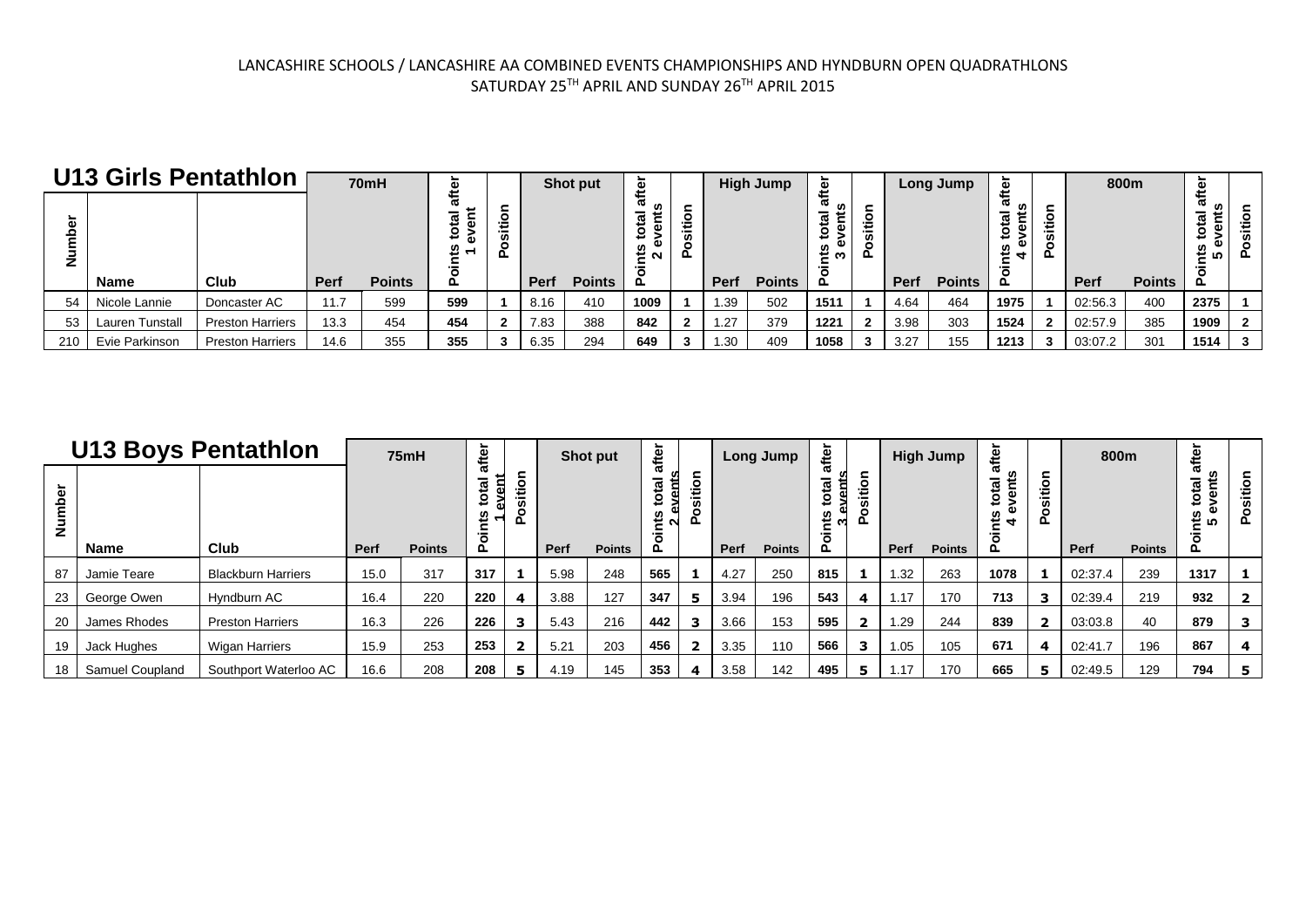LANCASHIRE SCHOOLS / LANCASHIRE AA COMBINED EVENTS CHAMPIONSHIPS AND HYNDBURN OPEN QUADRATHLONS
SATURDAY 25TH APRIL AND SUNDAY 26TH APRIL 2015

## U13 Girls Pentathlon

| Number | Name | Club | 70mH | | Points total after 1 event | Position | Shot put | | Points total after 2 events | Position | High Jump | | Points total after 3 events | Position | Long Jump | | Points total after 4 events | Position | 800m | | Points total after 5 events | Position |
|---|---|---|---|---|---|---|---|---|---|---|---|---|---|---|---|---|---|---|---|---|---|---|
| | | | Perf | Points | | | Perf | Points | | | Perf | Points | | | Perf | Points | | | Perf | Points | | |
| 54 | Nicole Lannie | Doncaster AC | 11.7 | 599 | 599 | 1 | 8.16 | 410 | 1009 | 1 | 1.39 | 502 | 1511 | 1 | 4.64 | 464 | 1975 | 1 | 02:56.3 | 400 | 2375 | 1 |
| 53 | Lauren Tunstall | Preston Harriers | 13.3 | 454 | 454 | 2 | 7.83 | 388 | 842 | 2 | 1.27 | 379 | 1221 | 2 | 3.98 | 303 | 1524 | 2 | 02:57.9 | 385 | 1909 | 2 |
| 210 | Evie Parkinson | Preston Harriers | 14.6 | 355 | 355 | 3 | 6.35 | 294 | 649 | 3 | 1.30 | 409 | 1058 | 3 | 3.27 | 155 | 1213 | 3 | 03:07.2 | 301 | 1514 | 3 |

## U13 Boys Pentathlon

| Number | Name | Club | 75mH | | Points total after 1 event | Position | Shot put | | Points total after 2 events | Position | Long Jump | | Points total after 3 events | Position | High Jump | | Points total after 4 events | Position | 800m | | Points total after 5 events | Position |
|---|---|---|---|---|---|---|---|---|---|---|---|---|---|---|---|---|---|---|---|---|---|---|
| | | | Perf | Points | | | Perf | Points | | | Perf | Points | | | Perf | Points | | | Perf | Points | | |
| 87 | Jamie Teare | Blackburn Harriers | 15.0 | 317 | 317 | 1 | 5.98 | 248 | 565 | 1 | 4.27 | 250 | 815 | 1 | 1.32 | 263 | 1078 | 1 | 02:37.4 | 239 | 1317 | 1 |
| 23 | George Owen | Hyndburn AC | 16.4 | 220 | 220 | 4 | 3.88 | 127 | 347 | 5 | 3.94 | 196 | 543 | 4 | 1.17 | 170 | 713 | 3 | 02:39.4 | 219 | 932 | 2 |
| 20 | James Rhodes | Preston Harriers | 16.3 | 226 | 226 | 3 | 5.43 | 216 | 442 | 3 | 3.66 | 153 | 595 | 2 | 1.29 | 244 | 839 | 2 | 03:03.8 | 40 | 879 | 3 |
| 19 | Jack Hughes | Wigan Harriers | 15.9 | 253 | 253 | 2 | 5.21 | 203 | 456 | 2 | 3.35 | 110 | 566 | 3 | 1.05 | 105 | 671 | 4 | 02:41.7 | 196 | 867 | 4 |
| 18 | Samuel Coupland | Southport Waterloo AC | 16.6 | 208 | 208 | 5 | 4.19 | 145 | 353 | 4 | 3.58 | 142 | 495 | 5 | 1.17 | 170 | 665 | 5 | 02:49.5 | 129 | 794 | 5 |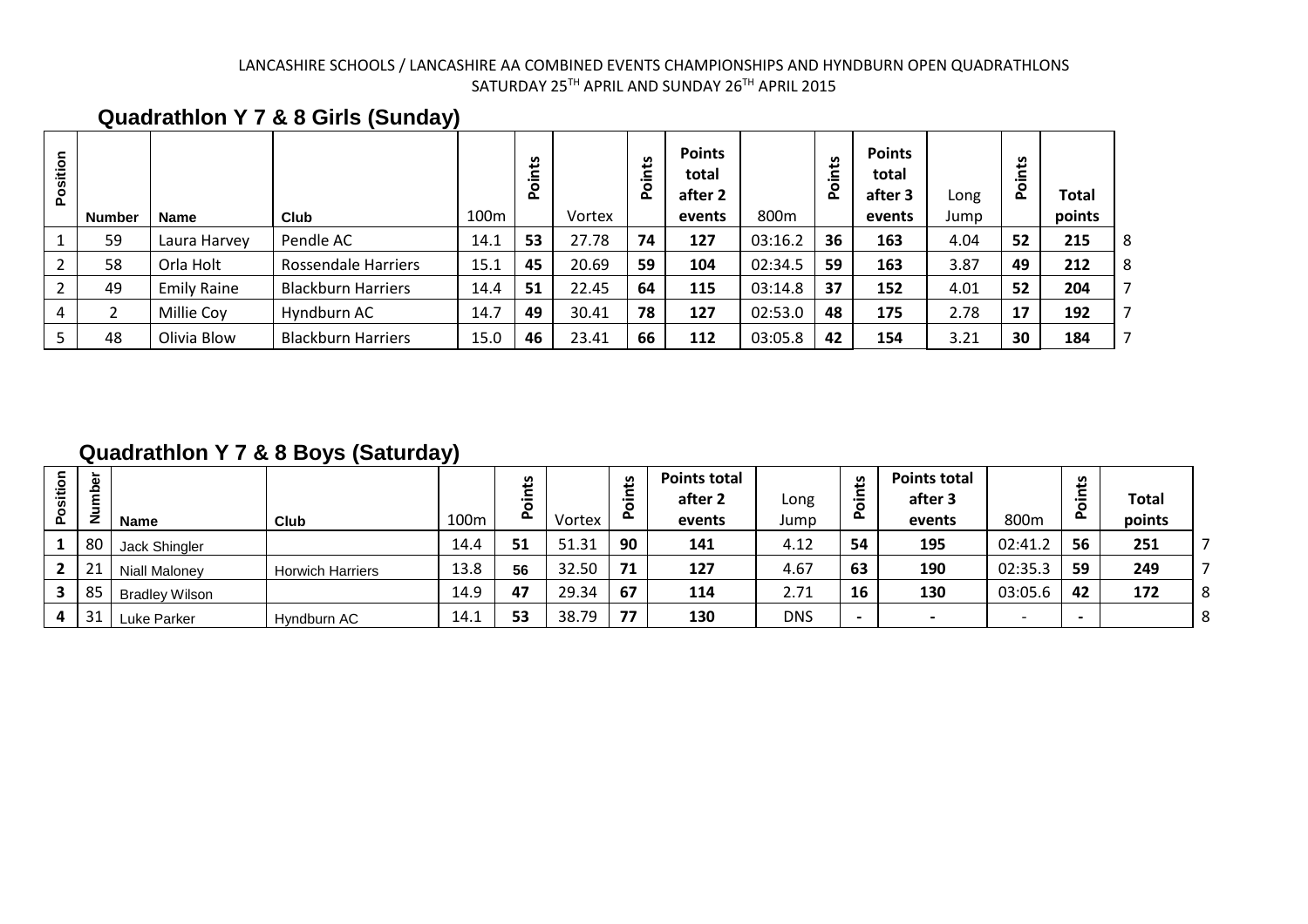LANCASHIRE SCHOOLS / LANCASHIRE AA COMBINED EVENTS CHAMPIONSHIPS AND HYNDBURN OPEN QUADRATHLONS
SATURDAY 25TH APRIL AND SUNDAY 26TH APRIL 2015

## Quadrathlon Y 7 & 8 Girls (Sunday)

| Position | Number | Name | Club | 100m | Points | Vortex | Points | Points total after 2 events | 800m | Points | Points total after 3 events | Long Jump | Points | Total points | |
|---|---|---|---|---|---|---|---|---|---|---|---|---|---|---|---|
| 1 | 59 | Laura Harvey | Pendle AC | 14.1 | **53** | 27.78 | **74** | **127** | 03:16.2 | **36** | **163** | 4.04 | **52** | **215** | 8 |
| 2 | 58 | Orla Holt | Rossendale Harriers | 15.1 | **45** | 20.69 | **59** | **104** | 02:34.5 | **59** | **163** | 3.87 | **49** | **212** | 8 |
| 2 | 49 | Emily Raine | Blackburn Harriers | 14.4 | **51** | 22.45 | **64** | **115** | 03:14.8 | **37** | **152** | 4.01 | **52** | **204** | 7 |
| 4 | 2 | Millie Coy | Hyndburn AC | 14.7 | **49** | 30.41 | **78** | **127** | 02:53.0 | **48** | **175** | 2.78 | **17** | **192** | 7 |
| 5 | 48 | Olivia Blow | Blackburn Harriers | 15.0 | **46** | 23.41 | **66** | **112** | 03:05.8 | **42** | **154** | 3.21 | **30** | **184** | 7 |

## Quadrathlon Y 7 & 8 Boys (Saturday)

| Position | Number | Name | Club | 100m | Points | Vortex | Points | Points total after 2 events | Long Jump | Points | Points total after 3 events | 800m | Points | Total points | |
|---|---|---|---|---|---|---|---|---|---|---|---|---|---|---|---|
| **1** | 80 | Jack Shingler | | 14.4 | **51** | 51.31 | **90** | **141** | 4.12 | **54** | **195** | 02:41.2 | **56** | **251** | 7 |
| **2** | 21 | Niall Maloney | Horwich Harriers | 13.8 | **56** | 32.50 | **71** | **127** | 4.67 | **63** | **190** | 02:35.3 | **59** | **249** | 7 |
| **3** | 85 | Bradley Wilson | | 14.9 | **47** | 29.34 | **67** | **114** | 2.71 | **16** | **130** | 03:05.6 | **42** | **172** | 8 |
| **4** | 31 | Luke Parker | Hyndburn AC | 14.1 | **53** | 38.79 | **77** | **130** | DNS | **-** | **-** | - | **-** | | 8 |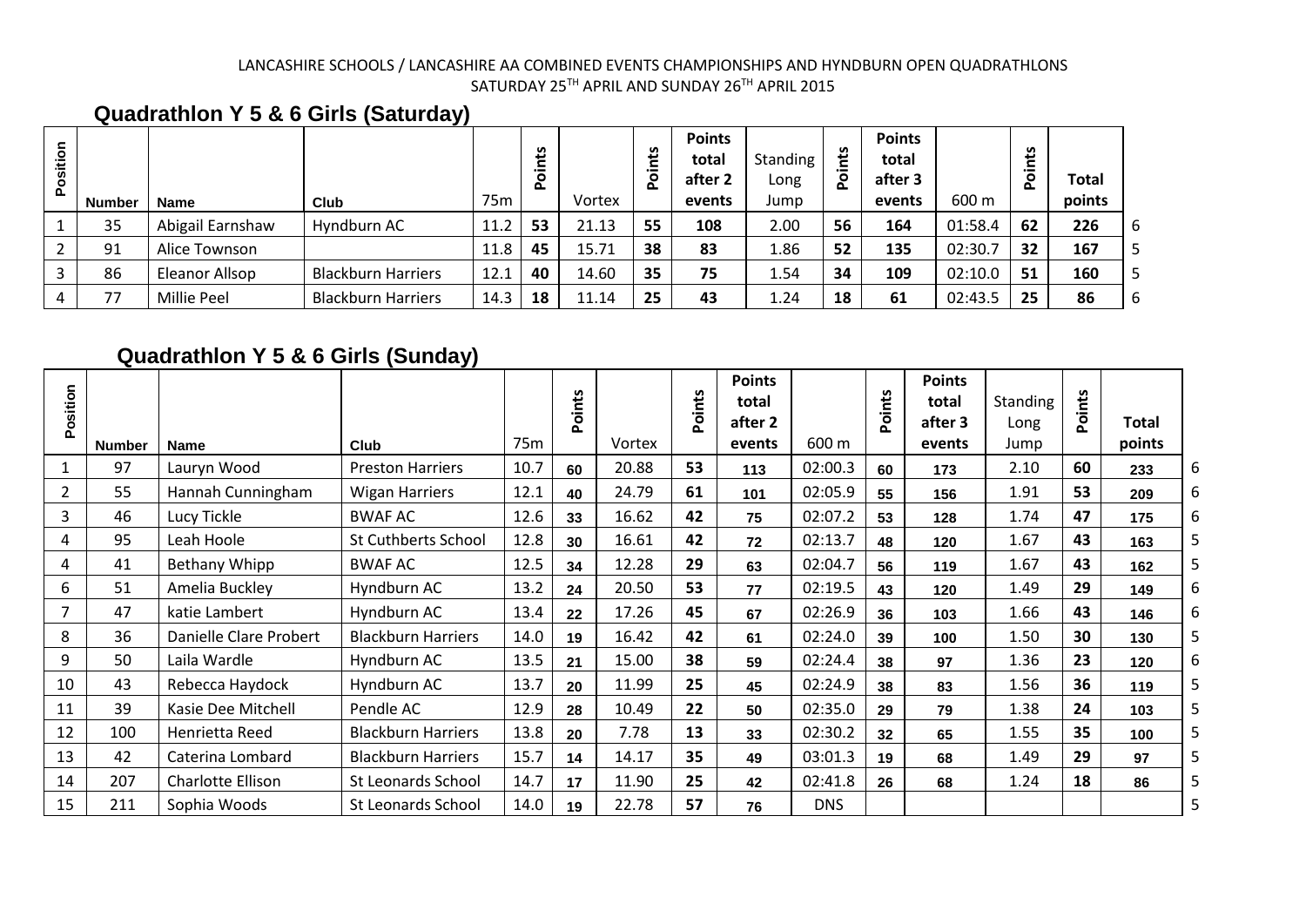LANCASHIRE SCHOOLS / LANCASHIRE AA COMBINED EVENTS CHAMPIONSHIPS AND HYNDBURN OPEN QUADRATHLONS
SATURDAY 25TH APRIL AND SUNDAY 26TH APRIL 2015

## Quadrathlon Y 5 & 6 Girls (Saturday)

| Position | Number | Name | Club | 75m | Points | Vortex | Points | Points total after 2 events | Standing Long Jump | Points | Points total after 3 events | 600 m | Points | Total points | |
|---|---|---|---|---|---|---|---|---|---|---|---|---|---|---|---|
| 1 | 35 | Abigail Earnshaw | Hyndburn AC | 11.2 | **53** | 21.13 | **55** | **108** | 2.00 | **56** | **164** | 01:58.4 | **62** | **226** | 6 |
| 2 | 91 | Alice Townson | | 11.8 | **45** | 15.71 | **38** | **83** | 1.86 | **52** | **135** | 02:30.7 | **32** | **167** | 5 |
| 3 | 86 | Eleanor Allsop | Blackburn Harriers | 12.1 | **40** | 14.60 | **35** | **75** | 1.54 | **34** | **109** | 02:10.0 | **51** | **160** | 5 |
| 4 | 77 | Millie Peel | Blackburn Harriers | 14.3 | **18** | 11.14 | **25** | **43** | 1.24 | **18** | **61** | 02:43.5 | **25** | **86** | 6 |

## Quadrathlon Y 5 & 6 Girls (Sunday)

| Position | Number | Name | Club | 75m | Points | Vortex | Points | Points total after 2 events | 600 m | Points | Points total after 3 events | Standing Long Jump | Points | Total points | |
|---|---|---|---|---|---|---|---|---|---|---|---|---|---|---|---|
| 1 | 97 | Lauryn Wood | Preston Harriers | 10.7 | **60** | 20.88 | **53** | **113** | 02:00.3 | **60** | **173** | 2.10 | **60** | **233** | 6 |
| 2 | 55 | Hannah Cunningham | Wigan Harriers | 12.1 | **40** | 24.79 | **61** | **101** | 02:05.9 | **55** | **156** | 1.91 | **53** | **209** | 6 |
| 3 | 46 | Lucy Tickle | BWAF AC | 12.6 | **33** | 16.62 | **42** | **75** | 02:07.2 | **53** | **128** | 1.74 | **47** | **175** | 6 |
| 4 | 95 | Leah Hoole | St Cuthberts School | 12.8 | **30** | 16.61 | **42** | **72** | 02:13.7 | **48** | **120** | 1.67 | **43** | **163** | 5 |
| 4 | 41 | Bethany Whipp | BWAF AC | 12.5 | **34** | 12.28 | **29** | **63** | 02:04.7 | **56** | **119** | 1.67 | **43** | **162** | 5 |
| 6 | 51 | Amelia Buckley | Hyndburn AC | 13.2 | **24** | 20.50 | **53** | **77** | 02:19.5 | **43** | **120** | 1.49 | **29** | **149** | 6 |
| 7 | 47 | katie Lambert | Hyndburn AC | 13.4 | **22** | 17.26 | **45** | **67** | 02:26.9 | **36** | **103** | 1.66 | **43** | **146** | 6 |
| 8 | 36 | Danielle Clare Probert | Blackburn Harriers | 14.0 | **19** | 16.42 | **42** | **61** | 02:24.0 | **39** | **100** | 1.50 | **30** | **130** | 5 |
| 9 | 50 | Laila Wardle | Hyndburn AC | 13.5 | **21** | 15.00 | **38** | **59** | 02:24.4 | **38** | **97** | 1.36 | **23** | **120** | 6 |
| 10 | 43 | Rebecca Haydock | Hyndburn AC | 13.7 | **20** | 11.99 | **25** | **45** | 02:24.9 | **38** | **83** | 1.56 | **36** | **119** | 5 |
| 11 | 39 | Kasie Dee Mitchell | Pendle AC | 12.9 | **28** | 10.49 | **22** | **50** | 02:35.0 | **29** | **79** | 1.38 | **24** | **103** | 5 |
| 12 | 100 | Henrietta Reed | Blackburn Harriers | 13.8 | **20** | 7.78 | **13** | **33** | 02:30.2 | **32** | **65** | 1.55 | **35** | **100** | 5 |
| 13 | 42 | Caterina Lombard | Blackburn Harriers | 15.7 | **14** | 14.17 | **35** | **49** | 03:01.3 | **19** | **68** | 1.49 | **29** | **97** | 5 |
| 14 | 207 | Charlotte Ellison | St Leonards School | 14.7 | **17** | 11.90 | **25** | **42** | 02:41.8 | **26** | **68** | 1.24 | **18** | **86** | 5 |
| 15 | 211 | Sophia Woods | St Leonards School | 14.0 | **19** | 22.78 | **57** | **76** | DNS | | | | | | 5 |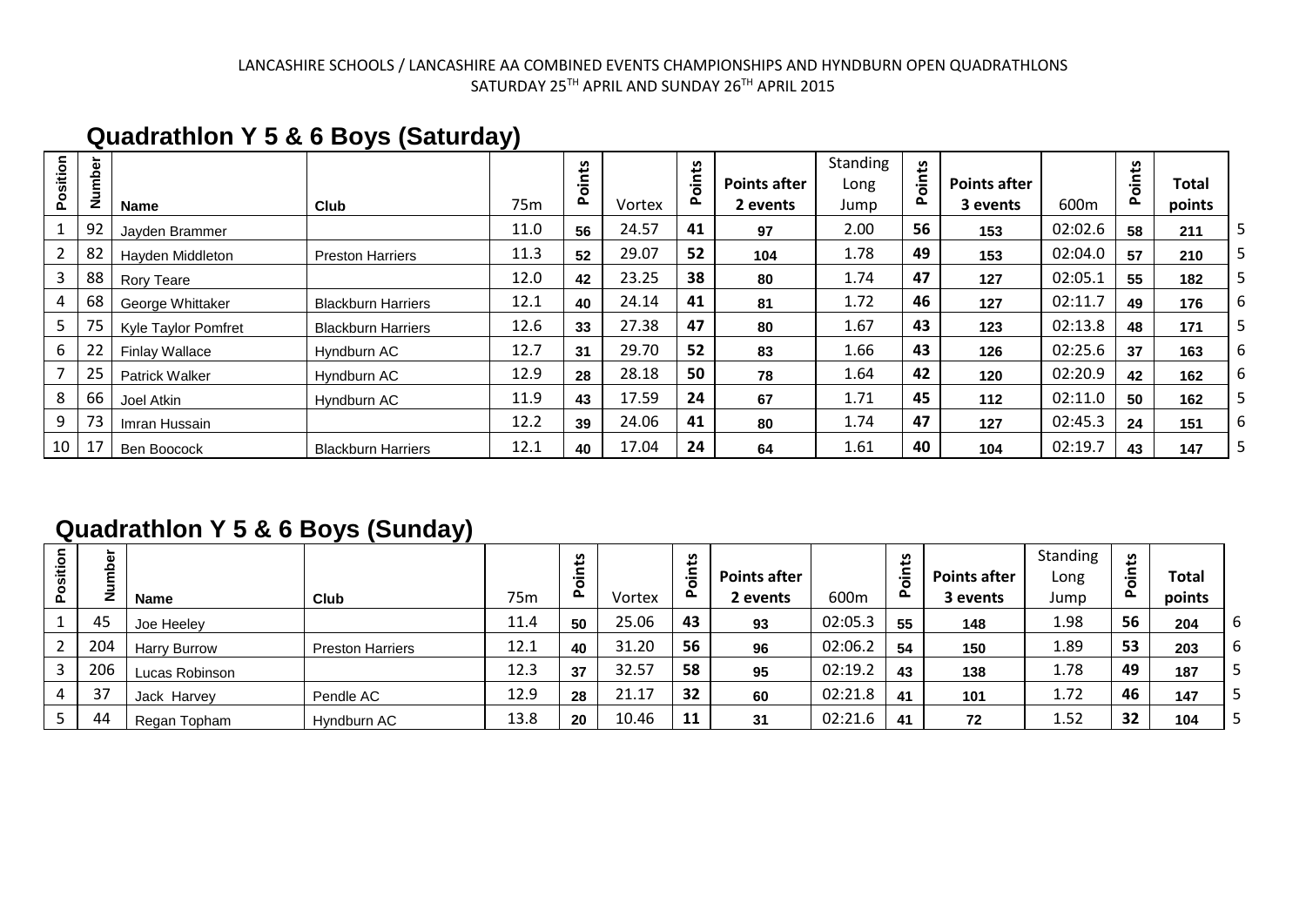LANCASHIRE SCHOOLS / LANCASHIRE AA COMBINED EVENTS CHAMPIONSHIPS AND HYNDBURN OPEN QUADRATHLONS
SATURDAY 25TH APRIL AND SUNDAY 26TH APRIL 2015

## Quadrathlon Y 5 & 6 Boys (Saturday)

| Position | Number | Name | Club | 75m | Points | Vortex | Points | Points after 2 events | Standing Long Jump | Points | Points after 3 events | 600m | Points | Total points | |
|---|---|---|---|---|---|---|---|---|---|---|---|---|---|---|---|
| 1 | 92 | Jayden Brammer | | 11.0 | 56 | 24.57 | 41 | 97 | 2.00 | 56 | 153 | 02:02.6 | 58 | 211 | 5 |
| 2 | 82 | Hayden Middleton | Preston Harriers | 11.3 | 52 | 29.07 | 52 | 104 | 1.78 | 49 | 153 | 02:04.0 | 57 | 210 | 5 |
| 3 | 88 | Rory Teare | | 12.0 | 42 | 23.25 | 38 | 80 | 1.74 | 47 | 127 | 02:05.1 | 55 | 182 | 5 |
| 4 | 68 | George Whittaker | Blackburn Harriers | 12.1 | 40 | 24.14 | 41 | 81 | 1.72 | 46 | 127 | 02:11.7 | 49 | 176 | 6 |
| 5 | 75 | Kyle Taylor Pomfret | Blackburn Harriers | 12.6 | 33 | 27.38 | 47 | 80 | 1.67 | 43 | 123 | 02:13.8 | 48 | 171 | 5 |
| 6 | 22 | Finlay Wallace | Hyndburn AC | 12.7 | 31 | 29.70 | 52 | 83 | 1.66 | 43 | 126 | 02:25.6 | 37 | 163 | 6 |
| 7 | 25 | Patrick Walker | Hyndburn AC | 12.9 | 28 | 28.18 | 50 | 78 | 1.64 | 42 | 120 | 02:20.9 | 42 | 162 | 6 |
| 8 | 66 | Joel Atkin | Hyndburn AC | 11.9 | 43 | 17.59 | 24 | 67 | 1.71 | 45 | 112 | 02:11.0 | 50 | 162 | 5 |
| 9 | 73 | Imran Hussain | | 12.2 | 39 | 24.06 | 41 | 80 | 1.74 | 47 | 127 | 02:45.3 | 24 | 151 | 6 |
| 10 | 17 | Ben Boocock | Blackburn Harriers | 12.1 | 40 | 17.04 | 24 | 64 | 1.61 | 40 | 104 | 02:19.7 | 43 | 147 | 5 |

## Quadrathlon Y 5 & 6 Boys (Sunday)

| Position | Number | Name | Club | 75m | Points | Vortex | Points | Points after 2 events | 600m | Points | Points after 3 events | Standing Long Jump | Points | Total points | |
|---|---|---|---|---|---|---|---|---|---|---|---|---|---|---|---|
| 1 | 45 | Joe Heeley | | 11.4 | 50 | 25.06 | 43 | 93 | 02:05.3 | 55 | 148 | 1.98 | 56 | 204 | 6 |
| 2 | 204 | Harry Burrow | Preston Harriers | 12.1 | 40 | 31.20 | 56 | 96 | 02:06.2 | 54 | 150 | 1.89 | 53 | 203 | 6 |
| 3 | 206 | Lucas Robinson | | 12.3 | 37 | 32.57 | 58 | 95 | 02:19.2 | 43 | 138 | 1.78 | 49 | 187 | 5 |
| 4 | 37 | Jack Harvey | Pendle AC | 12.9 | 28 | 21.17 | 32 | 60 | 02:21.8 | 41 | 101 | 1.72 | 46 | 147 | 5 |
| 5 | 44 | Regan Topham | Hyndburn AC | 13.8 | 20 | 10.46 | 11 | 31 | 02:21.6 | 41 | 72 | 1.52 | 32 | 104 | 5 |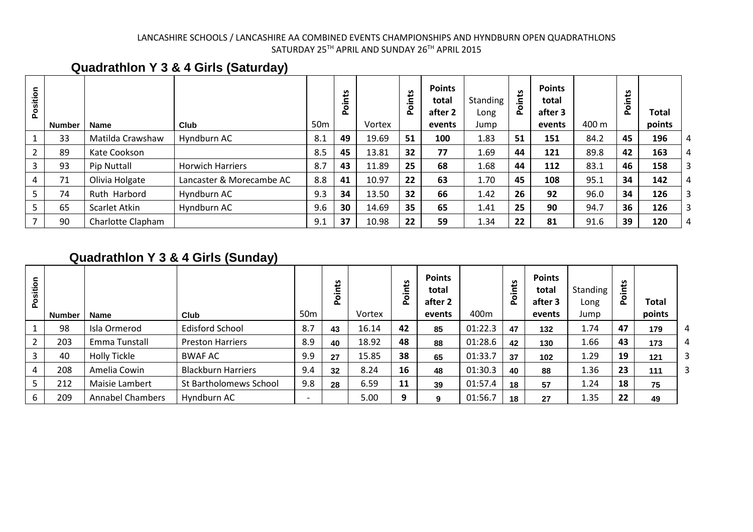LANCASHIRE SCHOOLS / LANCASHIRE AA COMBINED EVENTS CHAMPIONSHIPS AND HYNDBURN OPEN QUADRATHLONS
SATURDAY 25TH APRIL AND SUNDAY 26TH APRIL 2015

## Quadrathlon Y 3 & 4 Girls (Saturday)

| Position | Number | Name | Club | 50m | Points | Vortex | Points | Points total after 2 events | Standing Long Jump | Points | Points total after 3 events | 400 m | Points | Total points | |
|---|---|---|---|---|---|---|---|---|---|---|---|---|---|---|---|
| 1 | 33 | Matilda Crawshaw | Hyndburn AC | 8.1 | **49** | 19.69 | **51** | **100** | 1.83 | **51** | **151** | 84.2 | **45** | **196** | 4 |
| 2 | 89 | Kate Cookson | | 8.5 | **45** | 13.81 | **32** | **77** | 1.69 | **44** | **121** | 89.8 | **42** | **163** | 4 |
| 3 | 93 | Pip Nuttall | Horwich Harriers | 8.7 | **43** | 11.89 | **25** | **68** | 1.68 | **44** | **112** | 83.1 | **46** | **158** | 3 |
| 4 | 71 | Olivia Holgate | Lancaster & Morecambe AC | 8.8 | **41** | 10.97 | **22** | **63** | 1.70 | **45** | **108** | 95.1 | **34** | **142** | 4 |
| 5 | 74 | Ruth Harbord | Hyndburn AC | 9.3 | **34** | 13.50 | **32** | **66** | 1.42 | **26** | **92** | 96.0 | **34** | **126** | 3 |
| 5 | 65 | Scarlet Atkin | Hyndburn AC | 9.6 | **30** | 14.69 | **35** | **65** | 1.41 | **25** | **90** | 94.7 | **36** | **126** | 3 |
| 7 | 90 | Charlotte Clapham | | 9.1 | **37** | 10.98 | **22** | **59** | 1.34 | **22** | **81** | 91.6 | **39** | **120** | 4 |

## Quadrathlon Y 3 & 4 Girls (Sunday)

| Position | Number | Name | Club | 50m | Points | Vortex | Points | Points total after 2 events | 400m | Points | Points total after 3 events | Standing Long Jump | Points | Total points | |
|---|---|---|---|---|---|---|---|---|---|---|---|---|---|---|---|
| 1 | 98 | Isla Ormerod | Edisford School | 8.7 | **43** | 16.14 | **42** | **85** | 01:22.3 | **47** | **132** | 1.74 | **47** | **179** | 4 |
| 2 | 203 | Emma Tunstall | Preston Harriers | 8.9 | **40** | 18.92 | **48** | **88** | 01:28.6 | **42** | **130** | 1.66 | **43** | **173** | 4 |
| 3 | 40 | Holly Tickle | BWAF AC | 9.9 | **27** | 15.85 | **38** | **65** | 01:33.7 | **37** | **102** | 1.29 | **19** | **121** | 3 |
| 4 | 208 | Amelia Cowin | Blackburn Harriers | 9.4 | **32** | 8.24 | **16** | **48** | 01:30.3 | **40** | **88** | 1.36 | **23** | **111** | 3 |
| 5 | 212 | Maisie Lambert | St Bartholomews School | 9.8 | **28** | 6.59 | **11** | **39** | 01:57.4 | **18** | **57** | 1.24 | **18** | **75** | |
| 6 | 209 | Annabel Chambers | Hyndburn AC | - | | 5.00 | **9** | **9** | 01:56.7 | **18** | **27** | 1.35 | **22** | **49** | |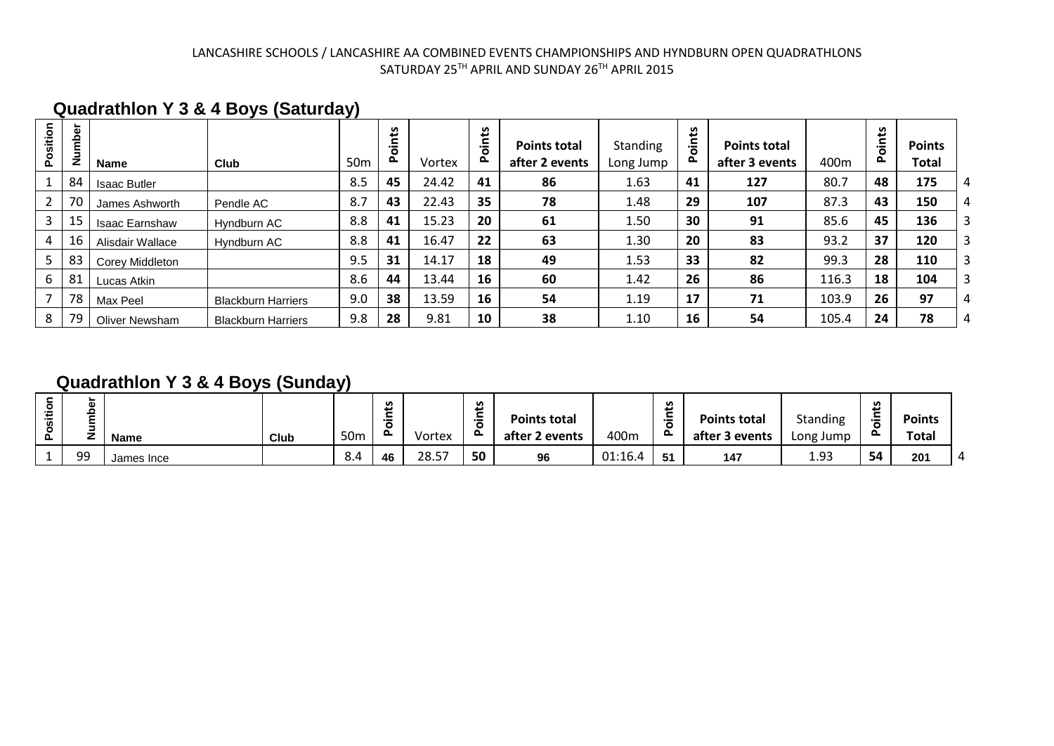LANCASHIRE SCHOOLS / LANCASHIRE AA COMBINED EVENTS CHAMPIONSHIPS AND HYNDBURN OPEN QUADRATHLONS
SATURDAY 25TH APRIL AND SUNDAY 26TH APRIL 2015

## Quadrathlon Y 3 & 4 Boys (Saturday)

| Position | Number | Name | Club | 50m | Points | Vortex | Points | Points total after 2 events | Standing Long Jump | Points | Points total after 3 events | 400m | Points | Points Total | |
|---|---|---|---|---|---|---|---|---|---|---|---|---|---|---|---|
| 1 | 84 | Isaac Butler | | 8.5 | **45** | 24.42 | **41** | **86** | 1.63 | **41** | **127** | 80.7 | **48** | **175** | 4 |
| 2 | 70 | James Ashworth | Pendle AC | 8.7 | **43** | 22.43 | **35** | **78** | 1.48 | **29** | **107** | 87.3 | **43** | **150** | 4 |
| 3 | 15 | Isaac Earnshaw | Hyndburn AC | 8.8 | **41** | 15.23 | **20** | **61** | 1.50 | **30** | **91** | 85.6 | **45** | **136** | 3 |
| 4 | 16 | Alisdair Wallace | Hyndburn AC | 8.8 | **41** | 16.47 | **22** | **63** | 1.30 | **20** | **83** | 93.2 | **37** | **120** | 3 |
| 5 | 83 | Corey Middleton | | 9.5 | **31** | 14.17 | **18** | **49** | 1.53 | **33** | **82** | 99.3 | **28** | **110** | 3 |
| 6 | 81 | Lucas Atkin | | 8.6 | **44** | 13.44 | **16** | **60** | 1.42 | **26** | **86** | 116.3 | **18** | **104** | 3 |
| 7 | 78 | Max Peel | Blackburn Harriers | 9.0 | **38** | 13.59 | **16** | **54** | 1.19 | **17** | **71** | 103.9 | **26** | **97** | 4 |
| 8 | 79 | Oliver Newsham | Blackburn Harriers | 9.8 | **28** | 9.81 | **10** | **38** | 1.10 | **16** | **54** | 105.4 | **24** | **78** | 4 |

## Quadrathlon Y 3 & 4 Boys (Sunday)

| Position | Number | Name | Club | 50m | Points | Vortex | Points | Points total after 2 events | 400m | Points | Points total after 3 events | Standing Long Jump | Points | Points Total | |
|---|---|---|---|---|---|---|---|---|---|---|---|---|---|---|---|
| 1 | 99 | James Ince | | 8.4 | **46** | 28.57 | **50** | **96** | 01:16.4 | **51** | **147** | 1.93 | **54** | **201** | 4 |